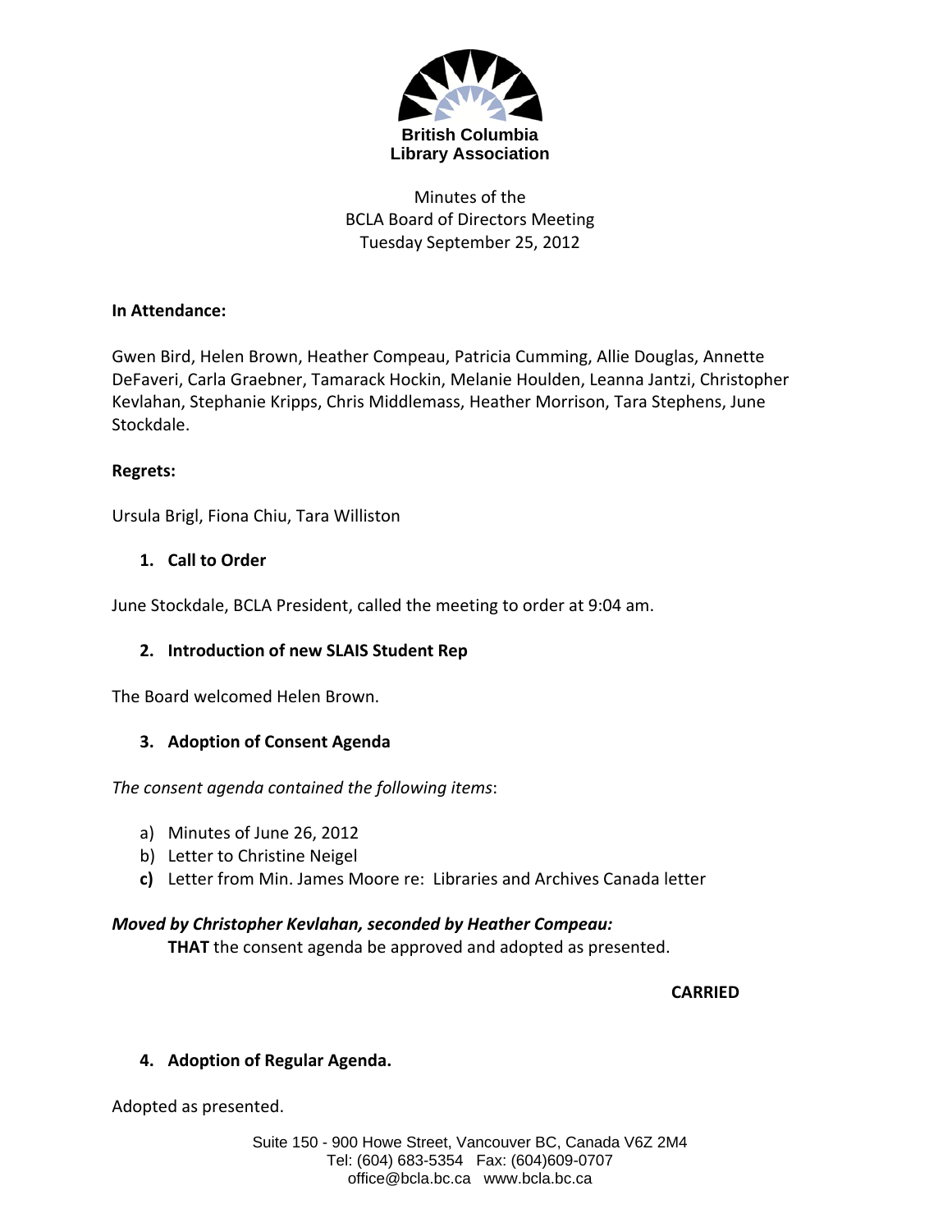British Columbia
Library Association

Minutes of the
BCLA Board of Directors Meeting
Tuesday September 25, 2012

**In Attendance:**

Gwen Bird, Helen Brown, Heather Compeau, Patricia Cumming, Allie Douglas, Annette DeFaveri, Carla Graebner, Tamarack Hockin, Melanie Houlden, Leanna Jantzi, Christopher Kevlahan, Stephanie Kripps, Chris Middlemass, Heather Morrison, Tara Stephens, June Stockdale.

**Regrets:**

Ursula Brigl, Fiona Chiu, Tara Williston

## 1. Call to Order

June Stockdale, BCLA President, called the meeting to order at 9:04 am.

## 2. Introduction of new SLAIS Student Rep

The Board welcomed Helen Brown.

## 3. Adoption of Consent Agenda

*The consent agenda contained the following items*:

a) Minutes of June 26, 2012
b) Letter to Christine Neigel
**c)** Letter from Min. James Moore re: Libraries and Archives Canada letter

***Moved by Christopher Kevlahan, seconded by Heather Compeau:***
**THAT** the consent agenda be approved and adopted as presented.

**CARRIED**

## 4. Adoption of Regular Agenda.

Adopted as presented.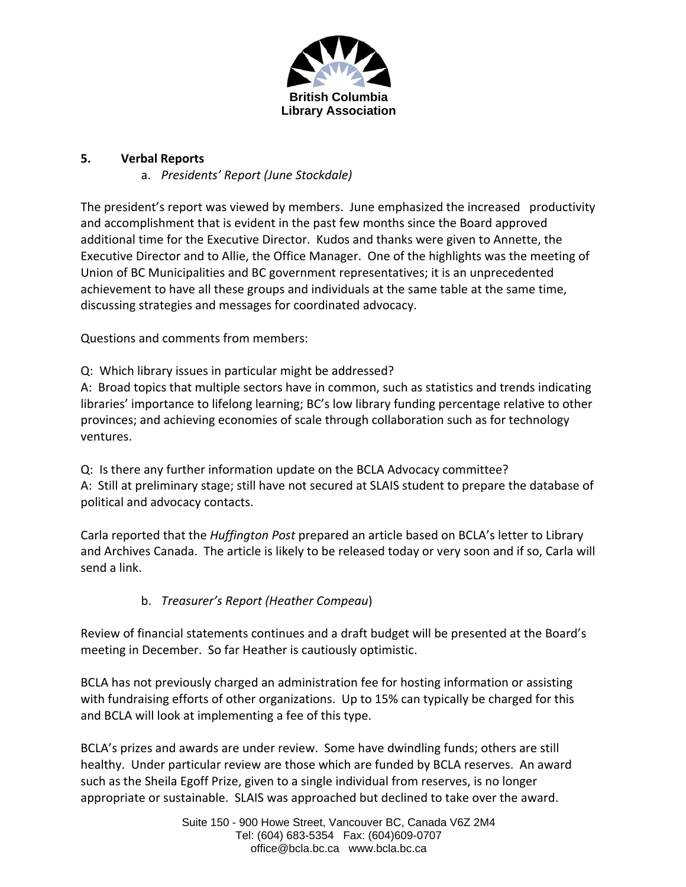## 5. Verbal Reports

a. *Presidents' Report (June Stockdale)*

The president's report was viewed by members. June emphasized the increased productivity and accomplishment that is evident in the past few months since the Board approved additional time for the Executive Director. Kudos and thanks were given to Annette, the Executive Director and to Allie, the Office Manager. One of the highlights was the meeting of Union of BC Municipalities and BC government representatives; it is an unprecedented achievement to have all these groups and individuals at the same table at the same time, discussing strategies and messages for coordinated advocacy.

Questions and comments from members:

Q: Which library issues in particular might be addressed?
A: Broad topics that multiple sectors have in common, such as statistics and trends indicating libraries' importance to lifelong learning; BC's low library funding percentage relative to other provinces; and achieving economies of scale through collaboration such as for technology ventures.

Q: Is there any further information update on the BCLA Advocacy committee?
A: Still at preliminary stage; still have not secured at SLAIS student to prepare the database of political and advocacy contacts.

Carla reported that the *Huffington Post* prepared an article based on BCLA's letter to Library and Archives Canada. The article is likely to be released today or very soon and if so, Carla will send a link.

b. *Treasurer's Report (Heather Compeau*)

Review of financial statements continues and a draft budget will be presented at the Board's meeting in December. So far Heather is cautiously optimistic.

BCLA has not previously charged an administration fee for hosting information or assisting with fundraising efforts of other organizations. Up to 15% can typically be charged for this and BCLA will look at implementing a fee of this type.

BCLA's prizes and awards are under review. Some have dwindling funds; others are still healthy. Under particular review are those which are funded by BCLA reserves. An award such as the Sheila Egoff Prize, given to a single individual from reserves, is no longer appropriate or sustainable. SLAIS was approached but declined to take over the award.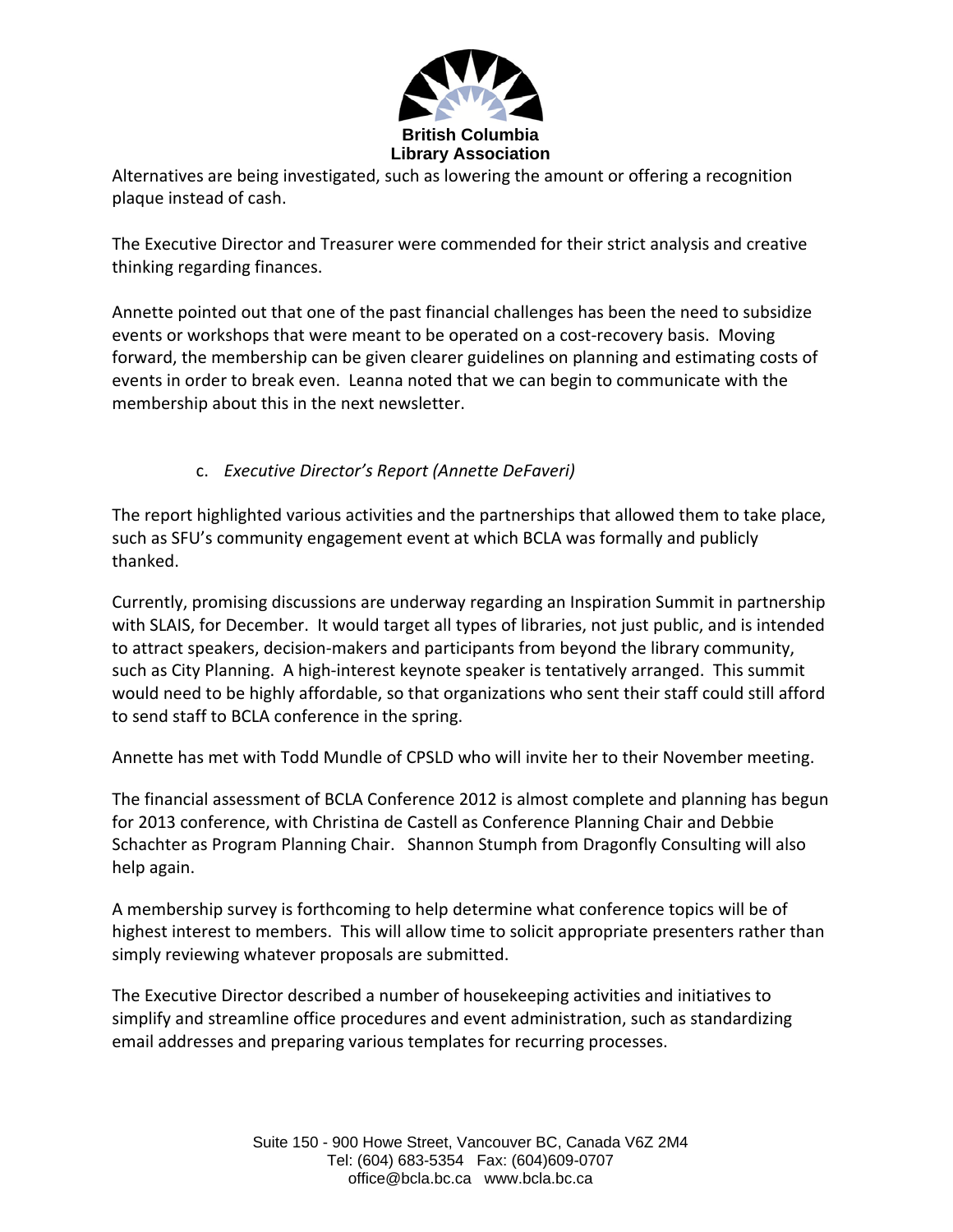Alternatives are being investigated, such as lowering the amount or offering a recognition plaque instead of cash.

The Executive Director and Treasurer were commended for their strict analysis and creative thinking regarding finances.

Annette pointed out that one of the past financial challenges has been the need to subsidize events or workshops that were meant to be operated on a cost-recovery basis. Moving forward, the membership can be given clearer guidelines on planning and estimating costs of events in order to break even. Leanna noted that we can begin to communicate with the membership about this in the next newsletter.

c. *Executive Director's Report (Annette DeFaveri)*

The report highlighted various activities and the partnerships that allowed them to take place, such as SFU's community engagement event at which BCLA was formally and publicly thanked.

Currently, promising discussions are underway regarding an Inspiration Summit in partnership with SLAIS, for December. It would target all types of libraries, not just public, and is intended to attract speakers, decision-makers and participants from beyond the library community, such as City Planning. A high-interest keynote speaker is tentatively arranged. This summit would need to be highly affordable, so that organizations who sent their staff could still afford to send staff to BCLA conference in the spring.

Annette has met with Todd Mundle of CPSLD who will invite her to their November meeting.

The financial assessment of BCLA Conference 2012 is almost complete and planning has begun for 2013 conference, with Christina de Castell as Conference Planning Chair and Debbie Schachter as Program Planning Chair. Shannon Stumph from Dragonfly Consulting will also help again.

A membership survey is forthcoming to help determine what conference topics will be of highest interest to members. This will allow time to solicit appropriate presenters rather than simply reviewing whatever proposals are submitted.

The Executive Director described a number of housekeeping activities and initiatives to simplify and streamline office procedures and event administration, such as standardizing email addresses and preparing various templates for recurring processes.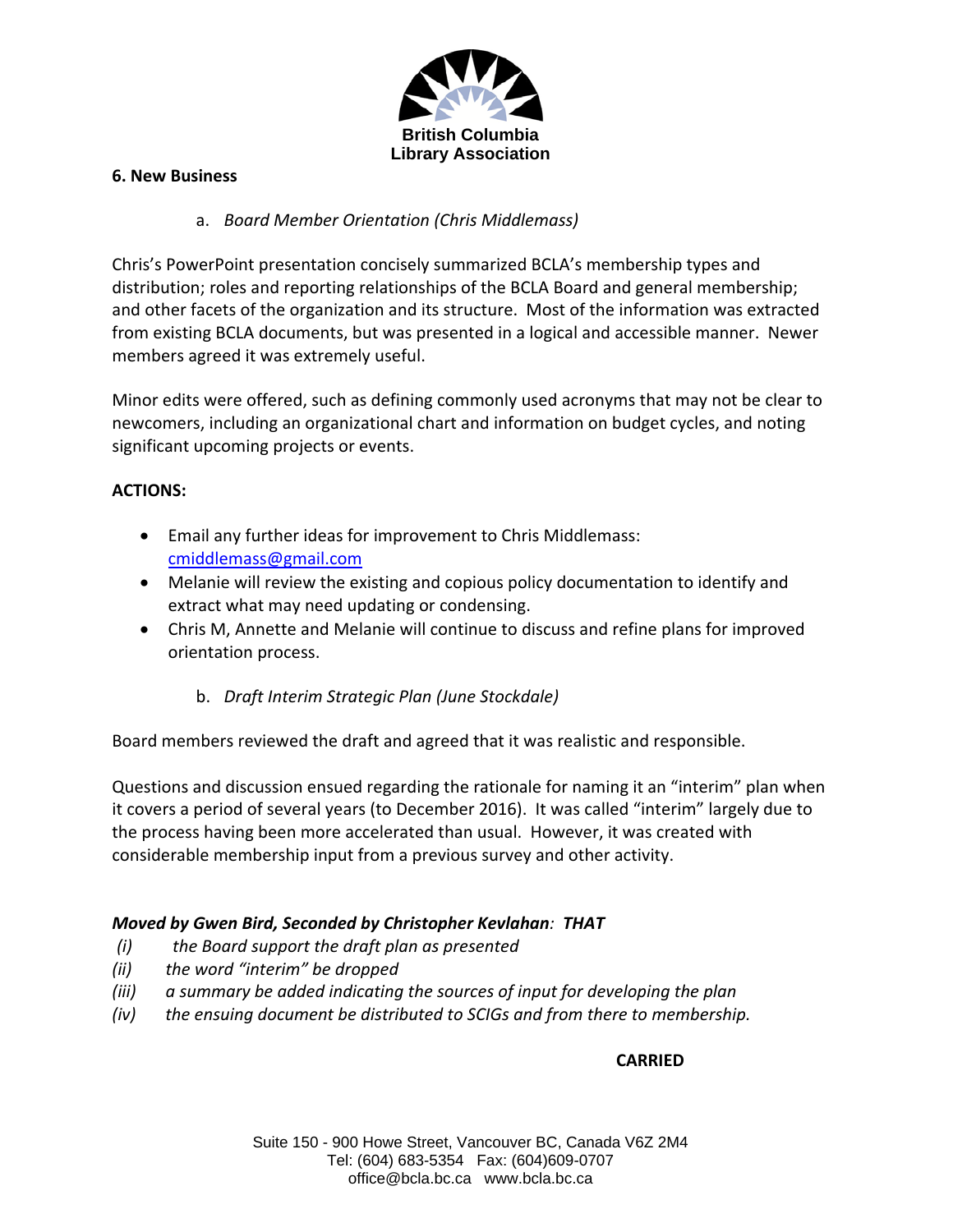## 6. New Business

a. *Board Member Orientation (Chris Middlemass)*

Chris's PowerPoint presentation concisely summarized BCLA's membership types and distribution; roles and reporting relationships of the BCLA Board and general membership; and other facets of the organization and its structure. Most of the information was extracted from existing BCLA documents, but was presented in a logical and accessible manner. Newer members agreed it was extremely useful.

Minor edits were offered, such as defining commonly used acronyms that may not be clear to newcomers, including an organizational chart and information on budget cycles, and noting significant upcoming projects or events.

**ACTIONS:**

- Email any further ideas for improvement to Chris Middlemass: cmiddlemass@gmail.com
- Melanie will review the existing and copious policy documentation to identify and extract what may need updating or condensing.
- Chris M, Annette and Melanie will continue to discuss and refine plans for improved orientation process.

b. *Draft Interim Strategic Plan (June Stockdale)*

Board members reviewed the draft and agreed that it was realistic and responsible.

Questions and discussion ensued regarding the rationale for naming it an "interim" plan when it covers a period of several years (to December 2016). It was called "interim" largely due to the process having been more accelerated than usual. However, it was created with considerable membership input from a previous survey and other activity.

***Moved by Gwen Bird, Seconded by Christopher Kevlahan**: **THAT***

*(i) the Board support the draft plan as presented*
*(ii) the word "interim" be dropped*
*(iii) a summary be added indicating the sources of input for developing the plan*
*(iv) the ensuing document be distributed to SCIGs and from there to membership.*

**CARRIED**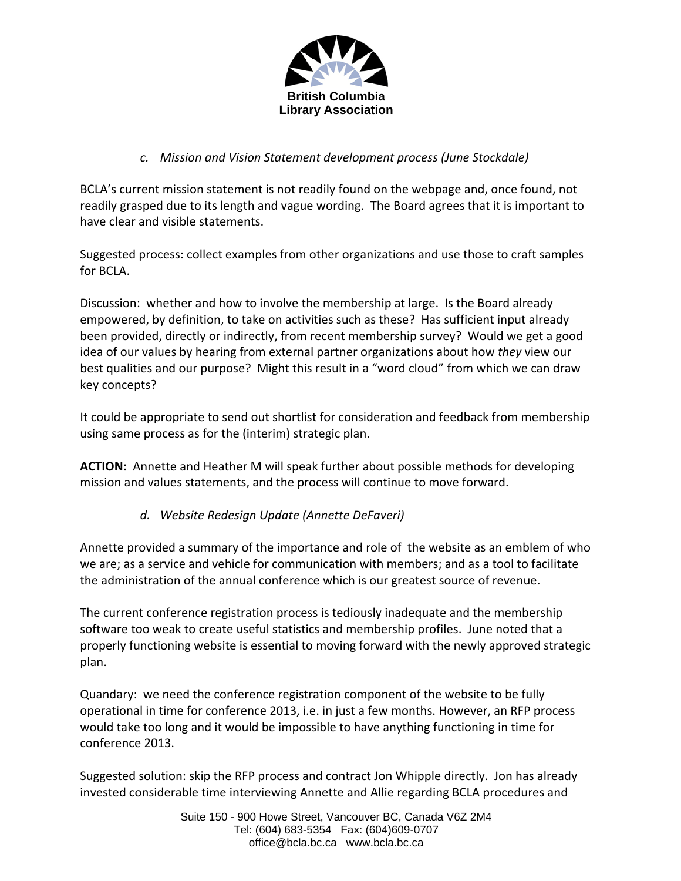*c. Mission and Vision Statement development process (June Stockdale)*

BCLA's current mission statement is not readily found on the webpage and, once found, not readily grasped due to its length and vague wording. The Board agrees that it is important to have clear and visible statements.

Suggested process: collect examples from other organizations and use those to craft samples for BCLA.

Discussion: whether and how to involve the membership at large. Is the Board already empowered, by definition, to take on activities such as these? Has sufficient input already been provided, directly or indirectly, from recent membership survey? Would we get a good idea of our values by hearing from external partner organizations about how *they* view our best qualities and our purpose? Might this result in a "word cloud" from which we can draw key concepts?

It could be appropriate to send out shortlist for consideration and feedback from membership using same process as for the (interim) strategic plan.

**ACTION:** Annette and Heather M will speak further about possible methods for developing mission and values statements, and the process will continue to move forward.

*d. Website Redesign Update (Annette DeFaveri)*

Annette provided a summary of the importance and role of the website as an emblem of who we are; as a service and vehicle for communication with members; and as a tool to facilitate the administration of the annual conference which is our greatest source of revenue.

The current conference registration process is tediously inadequate and the membership software too weak to create useful statistics and membership profiles. June noted that a properly functioning website is essential to moving forward with the newly approved strategic plan.

Quandary: we need the conference registration component of the website to be fully operational in time for conference 2013, i.e. in just a few months. However, an RFP process would take too long and it would be impossible to have anything functioning in time for conference 2013.

Suggested solution: skip the RFP process and contract Jon Whipple directly. Jon has already invested considerable time interviewing Annette and Allie regarding BCLA procedures and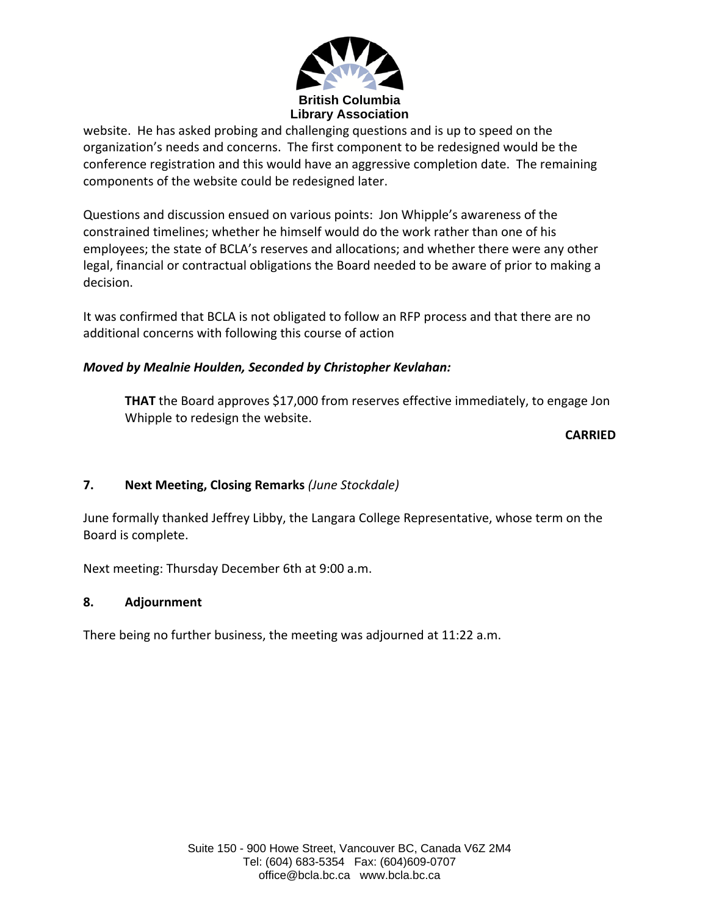website. He has asked probing and challenging questions and is up to speed on the organization's needs and concerns. The first component to be redesigned would be the conference registration and this would have an aggressive completion date. The remaining components of the website could be redesigned later.

Questions and discussion ensued on various points: Jon Whipple's awareness of the constrained timelines; whether he himself would do the work rather than one of his employees; the state of BCLA's reserves and allocations; and whether there were any other legal, financial or contractual obligations the Board needed to be aware of prior to making a decision.

It was confirmed that BCLA is not obligated to follow an RFP process and that there are no additional concerns with following this course of action

***Moved by Mealnie Houlden, Seconded by Christopher Kevlahan:***

> **THAT** the Board approves $17,000 from reserves effective immediately, to engage Jon Whipple to redesign the website.
>
> **CARRIED**

## 7. Next Meeting, Closing Remarks *(June Stockdale)*

June formally thanked Jeffrey Libby, the Langara College Representative, whose term on the Board is complete.

Next meeting: Thursday December 6th at 9:00 a.m.

## 8. Adjournment

There being no further business, the meeting was adjourned at 11:22 a.m.